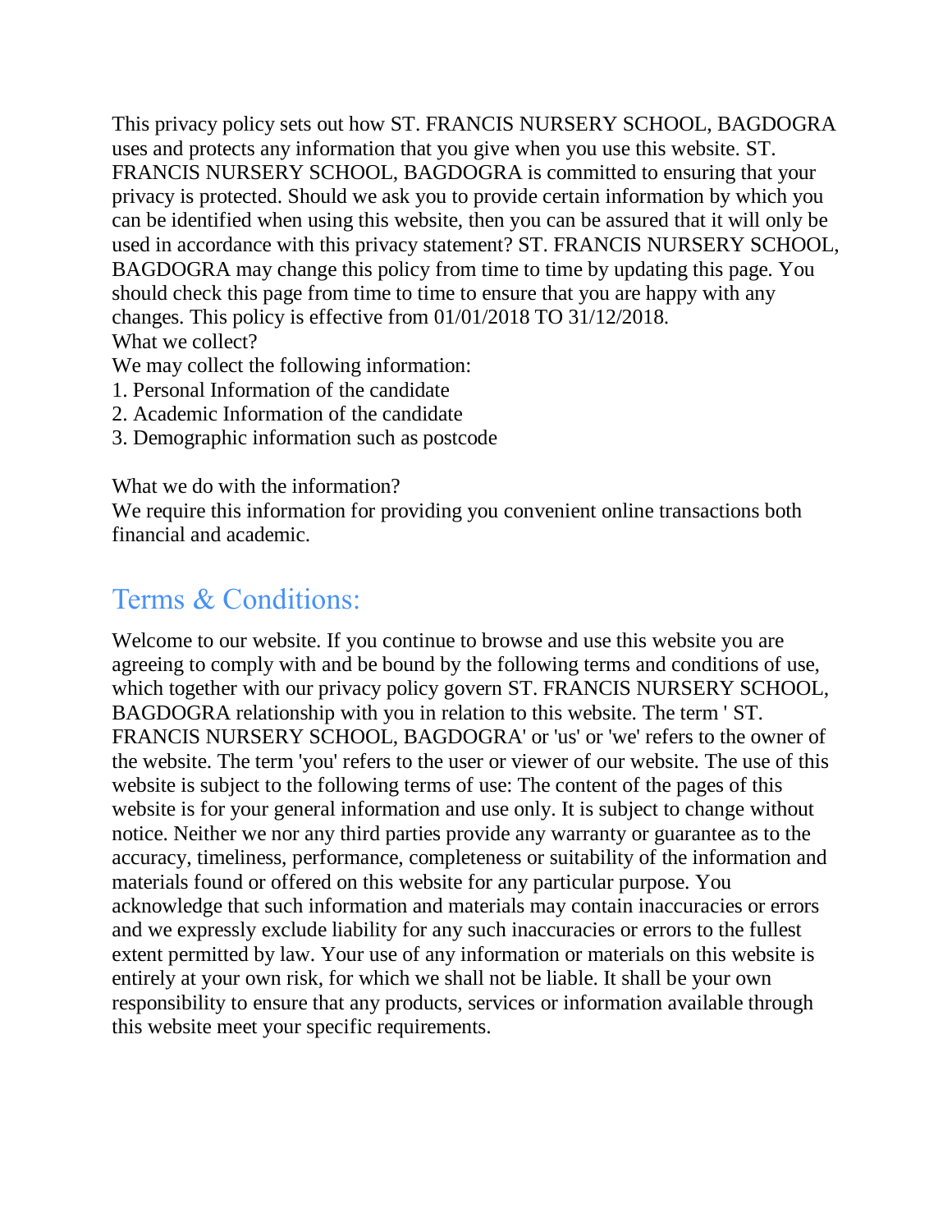This privacy policy sets out how ST. FRANCIS NURSERY SCHOOL, BAGDOGRA uses and protects any information that you give when you use this website. ST. FRANCIS NURSERY SCHOOL, BAGDOGRA is committed to ensuring that your privacy is protected. Should we ask you to provide certain information by which you can be identified when using this website, then you can be assured that it will only be used in accordance with this privacy statement? ST. FRANCIS NURSERY SCHOOL, BAGDOGRA may change this policy from time to time by updating this page. You should check this page from time to time to ensure that you are happy with any changes. This policy is effective from 01/01/2018 TO 31/12/2018.
What we collect?
We may collect the following information:
1. Personal Information of the candidate
2. Academic Information of the candidate
3. Demographic information such as postcode

What we do with the information?
We require this information for providing you convenient online transactions both financial and academic.

## Terms & Conditions:

Welcome to our website. If you continue to browse and use this website you are agreeing to comply with and be bound by the following terms and conditions of use, which together with our privacy policy govern ST. FRANCIS NURSERY SCHOOL, BAGDOGRA relationship with you in relation to this website. The term ' ST. FRANCIS NURSERY SCHOOL, BAGDOGRA' or 'us' or 'we' refers to the owner of the website. The term 'you' refers to the user or viewer of our website. The use of this website is subject to the following terms of use: The content of the pages of this website is for your general information and use only. It is subject to change without notice. Neither we nor any third parties provide any warranty or guarantee as to the accuracy, timeliness, performance, completeness or suitability of the information and materials found or offered on this website for any particular purpose. You acknowledge that such information and materials may contain inaccuracies or errors and we expressly exclude liability for any such inaccuracies or errors to the fullest extent permitted by law. Your use of any information or materials on this website is entirely at your own risk, for which we shall not be liable. It shall be your own responsibility to ensure that any products, services or information available through this website meet your specific requirements.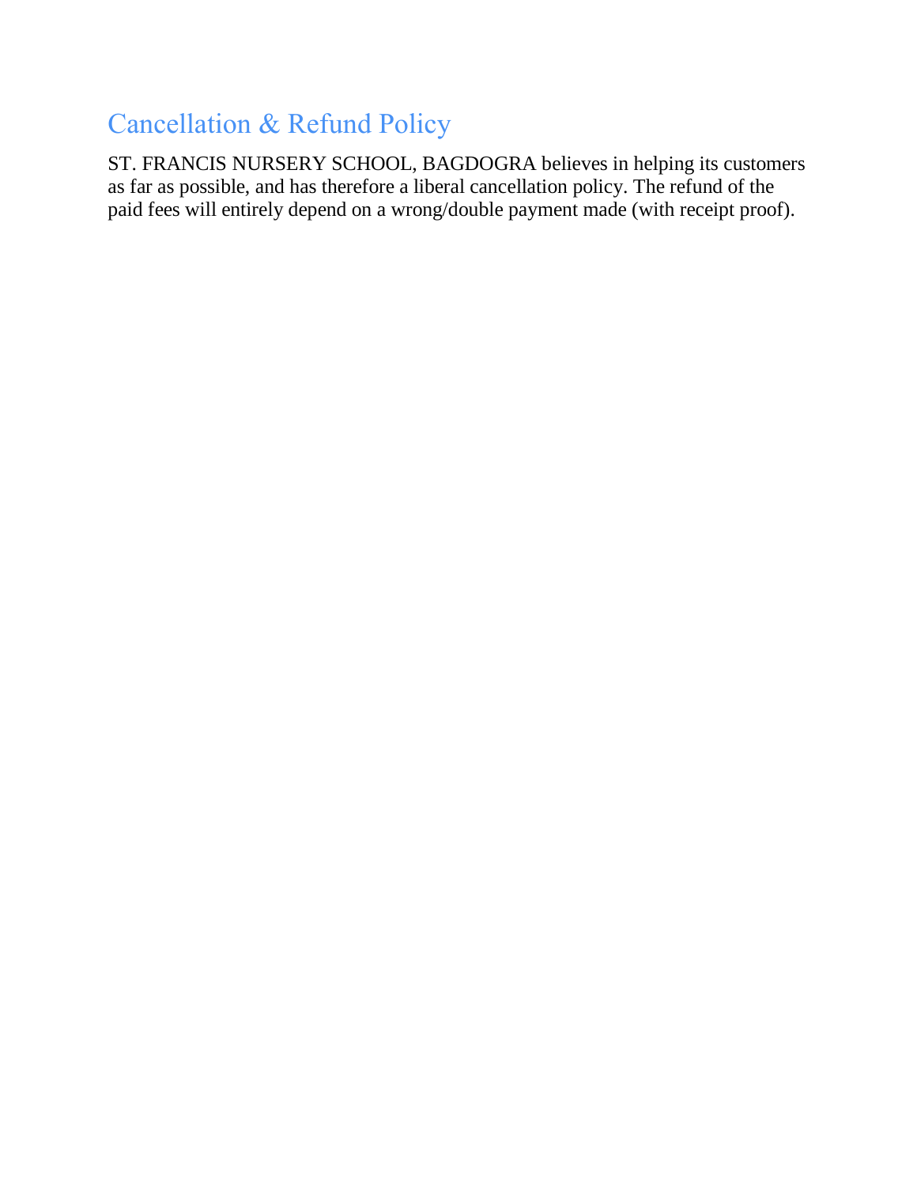# Cancellation & Refund Policy

ST. FRANCIS NURSERY SCHOOL, BAGDOGRA believes in helping its customers as far as possible, and has therefore a liberal cancellation policy. The refund of the paid fees will entirely depend on a wrong/double payment made (with receipt proof).